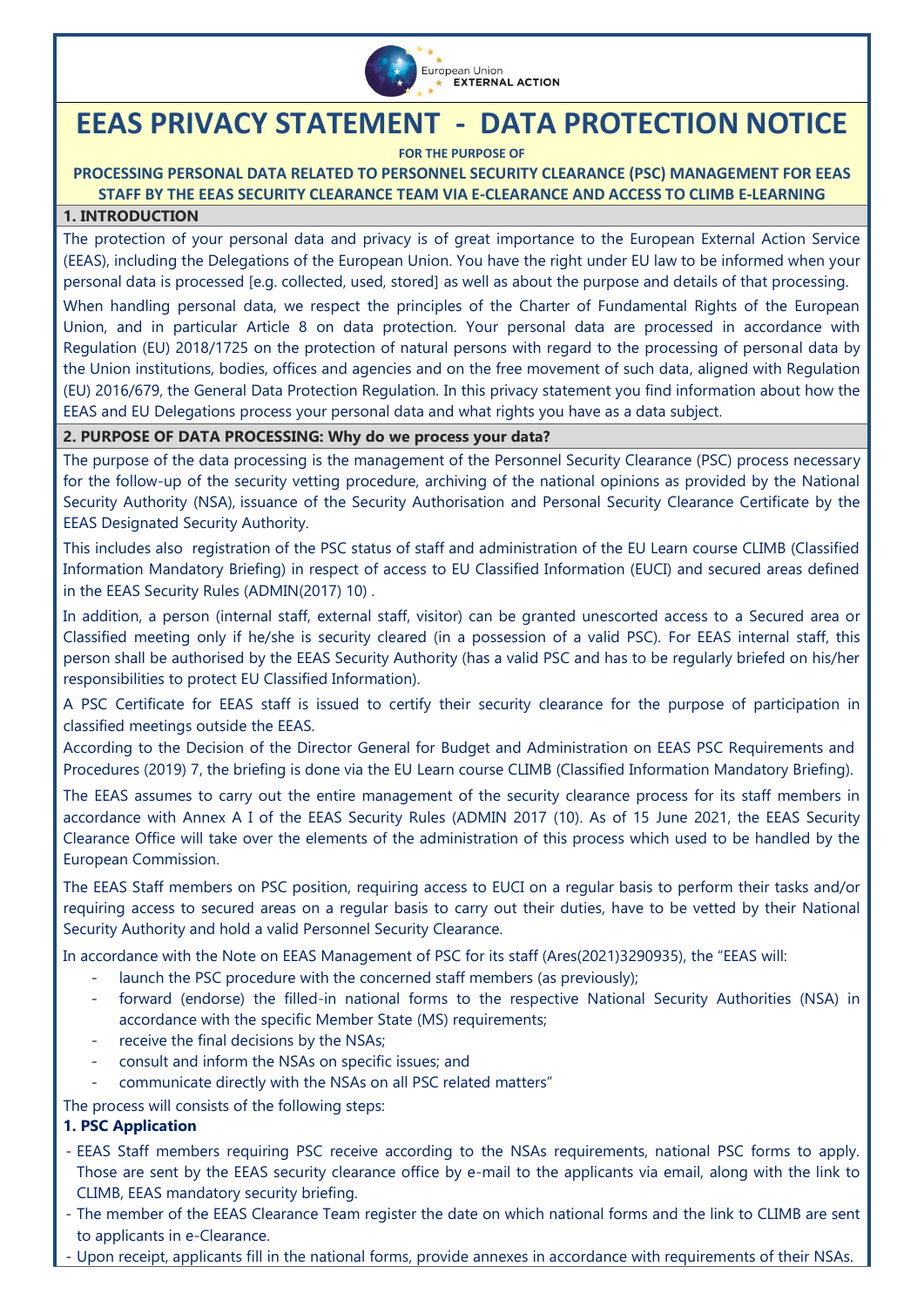# EEAS PRIVACY STATEMENT - DATA PROTECTION NOTICE

**FOR THE PURPOSE OF**

**PROCESSING PERSONAL DATA RELATED TO PERSONNEL SECURITY CLEARANCE (PSC) MANAGEMENT FOR EEAS STAFF BY THE EEAS SECURITY CLEARANCE TEAM VIA E-CLEARANCE AND ACCESS TO CLIMB E-LEARNING**

## 1. INTRODUCTION

The protection of your personal data and privacy is of great importance to the European External Action Service (EEAS), including the Delegations of the European Union. You have the right under EU law to be informed when your personal data is processed [e.g. collected, used, stored] as well as about the purpose and details of that processing.

When handling personal data, we respect the principles of the Charter of Fundamental Rights of the European Union, and in particular Article 8 on data protection. Your personal data are processed in accordance with Regulation (EU) 2018/1725 on the protection of natural persons with regard to the processing of personal data by the Union institutions, bodies, offices and agencies and on the free movement of such data, aligned with Regulation (EU) 2016/679, the General Data Protection Regulation. In this privacy statement you find information about how the EEAS and EU Delegations process your personal data and what rights you have as a data subject.

## 2. PURPOSE OF DATA PROCESSING: Why do we process your data?

The purpose of the data processing is the management of the Personnel Security Clearance (PSC) process necessary for the follow-up of the security vetting procedure, archiving of the national opinions as provided by the National Security Authority (NSA), issuance of the Security Authorisation and Personal Security Clearance Certificate by the EEAS Designated Security Authority.

This includes also registration of the PSC status of staff and administration of the EU Learn course CLIMB (Classified Information Mandatory Briefing) in respect of access to EU Classified Information (EUCI) and secured areas defined in the EEAS Security Rules (ADMIN(2017) 10) .

In addition, a person (internal staff, external staff, visitor) can be granted unescorted access to a Secured area or Classified meeting only if he/she is security cleared (in a possession of a valid PSC). For EEAS internal staff, this person shall be authorised by the EEAS Security Authority (has a valid PSC and has to be regularly briefed on his/her responsibilities to protect EU Classified Information).

A PSC Certificate for EEAS staff is issued to certify their security clearance for the purpose of participation in classified meetings outside the EEAS.

According to the Decision of the Director General for Budget and Administration on EEAS PSC Requirements and Procedures (2019) 7, the briefing is done via the EU Learn course CLIMB (Classified Information Mandatory Briefing).

The EEAS assumes to carry out the entire management of the security clearance process for its staff members in accordance with Annex A I of the EEAS Security Rules (ADMIN 2017 (10). As of 15 June 2021, the EEAS Security Clearance Office will take over the elements of the administration of this process which used to be handled by the European Commission.

The EEAS Staff members on PSC position, requiring access to EUCI on a regular basis to perform their tasks and/or requiring access to secured areas on a regular basis to carry out their duties, have to be vetted by their National Security Authority and hold a valid Personnel Security Clearance.

In accordance with the Note on EEAS Management of PSC for its staff (Ares(2021)3290935), the "EEAS will:

- launch the PSC procedure with the concerned staff members (as previously);
- forward (endorse) the filled-in national forms to the respective National Security Authorities (NSA) in accordance with the specific Member State (MS) requirements;
- receive the final decisions by the NSAs;
- consult and inform the NSAs on specific issues; and
- communicate directly with the NSAs on all PSC related matters"

The process will consists of the following steps:

**1. PSC Application**

- EEAS Staff members requiring PSC receive according to the NSAs requirements, national PSC forms to apply. Those are sent by the EEAS security clearance office by e-mail to the applicants via email, along with the link to CLIMB, EEAS mandatory security briefing.
- The member of the EEAS Clearance Team register the date on which national forms and the link to CLIMB are sent to applicants in e-Clearance.
- Upon receipt, applicants fill in the national forms, provide annexes in accordance with requirements of their NSAs.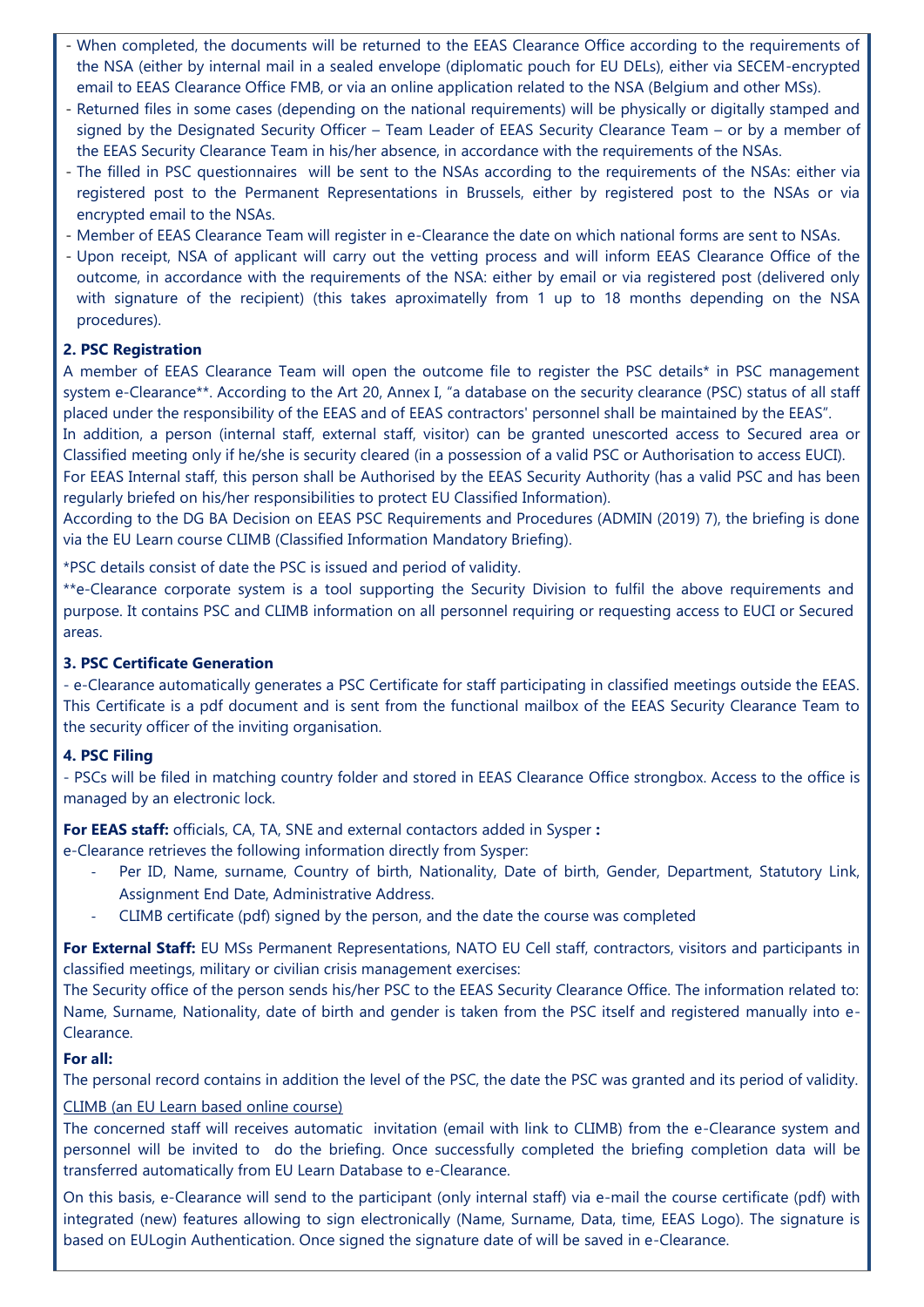- When completed, the documents will be returned to the EEAS Clearance Office according to the requirements of the NSA (either by internal mail in a sealed envelope (diplomatic pouch for EU DELs), either via SECEM-encrypted email to EEAS Clearance Office FMB, or via an online application related to the NSA (Belgium and other MSs).
- Returned files in some cases (depending on the national requirements) will be physically or digitally stamped and signed by the Designated Security Officer – Team Leader of EEAS Security Clearance Team – or by a member of the EEAS Security Clearance Team in his/her absence, in accordance with the requirements of the NSAs.
- The filled in PSC questionnaires will be sent to the NSAs according to the requirements of the NSAs: either via registered post to the Permanent Representations in Brussels, either by registered post to the NSAs or via encrypted email to the NSAs.
- Member of EEAS Clearance Team will register in e-Clearance the date on which national forms are sent to NSAs.
- Upon receipt, NSA of applicant will carry out the vetting process and will inform EEAS Clearance Office of the outcome, in accordance with the requirements of the NSA: either by email or via registered post (delivered only with signature of the recipient) (this takes aproximatelly from 1 up to 18 months depending on the NSA procedures).

**2. PSC Registration**

A member of EEAS Clearance Team will open the outcome file to register the PSC details* in PSC management system e-Clearance**. According to the Art 20, Annex I, "a database on the security clearance (PSC) status of all staff placed under the responsibility of the EEAS and of EEAS contractors' personnel shall be maintained by the EEAS".
In addition, a person (internal staff, external staff, visitor) can be granted unescorted access to Secured area or Classified meeting only if he/she is security cleared (in a possession of a valid PSC or Authorisation to access EUCI).
For EEAS Internal staff, this person shall be Authorised by the EEAS Security Authority (has a valid PSC and has been regularly briefed on his/her responsibilities to protect EU Classified Information).
According to the DG BA Decision on EEAS PSC Requirements and Procedures (ADMIN (2019) 7), the briefing is done via the EU Learn course CLIMB (Classified Information Mandatory Briefing).

*PSC details consist of date the PSC is issued and period of validity.

**e-Clearance corporate system is a tool supporting the Security Division to fulfil the above requirements and purpose. It contains PSC and CLIMB information on all personnel requiring or requesting access to EUCI or Secured areas.

**3. PSC Certificate Generation**

- e-Clearance automatically generates a PSC Certificate for staff participating in classified meetings outside the EEAS. This Certificate is a pdf document and is sent from the functional mailbox of the EEAS Security Clearance Team to the security officer of the inviting organisation.

**4. PSC Filing**

- PSCs will be filed in matching country folder and stored in EEAS Clearance Office strongbox. Access to the office is managed by an electronic lock.

**For EEAS staff:** officials, CA, TA, SNE and external contactors added in Sysper **:**

e-Clearance retrieves the following information directly from Sysper:

- Per ID, Name, surname, Country of birth, Nationality, Date of birth, Gender, Department, Statutory Link, Assignment End Date, Administrative Address.
- CLIMB certificate (pdf) signed by the person, and the date the course was completed

**For External Staff:** EU MSs Permanent Representations, NATO EU Cell staff, contractors, visitors and participants in classified meetings, military or civilian crisis management exercises:

The Security office of the person sends his/her PSC to the EEAS Security Clearance Office. The information related to: Name, Surname, Nationality, date of birth and gender is taken from the PSC itself and registered manually into e-Clearance.

**For all:**

The personal record contains in addition the level of the PSC, the date the PSC was granted and its period of validity.

<u>CLIMB (an EU Learn based online course)</u>

The concerned staff will receives automatic invitation (email with link to CLIMB) from the e-Clearance system and personnel will be invited to do the briefing. Once successfully completed the briefing completion data will be transferred automatically from EU Learn Database to e-Clearance.

On this basis, e-Clearance will send to the participant (only internal staff) via e-mail the course certificate (pdf) with integrated (new) features allowing to sign electronically (Name, Surname, Data, time, EEAS Logo). The signature is based on EULogin Authentication. Once signed the signature date of will be saved in e-Clearance.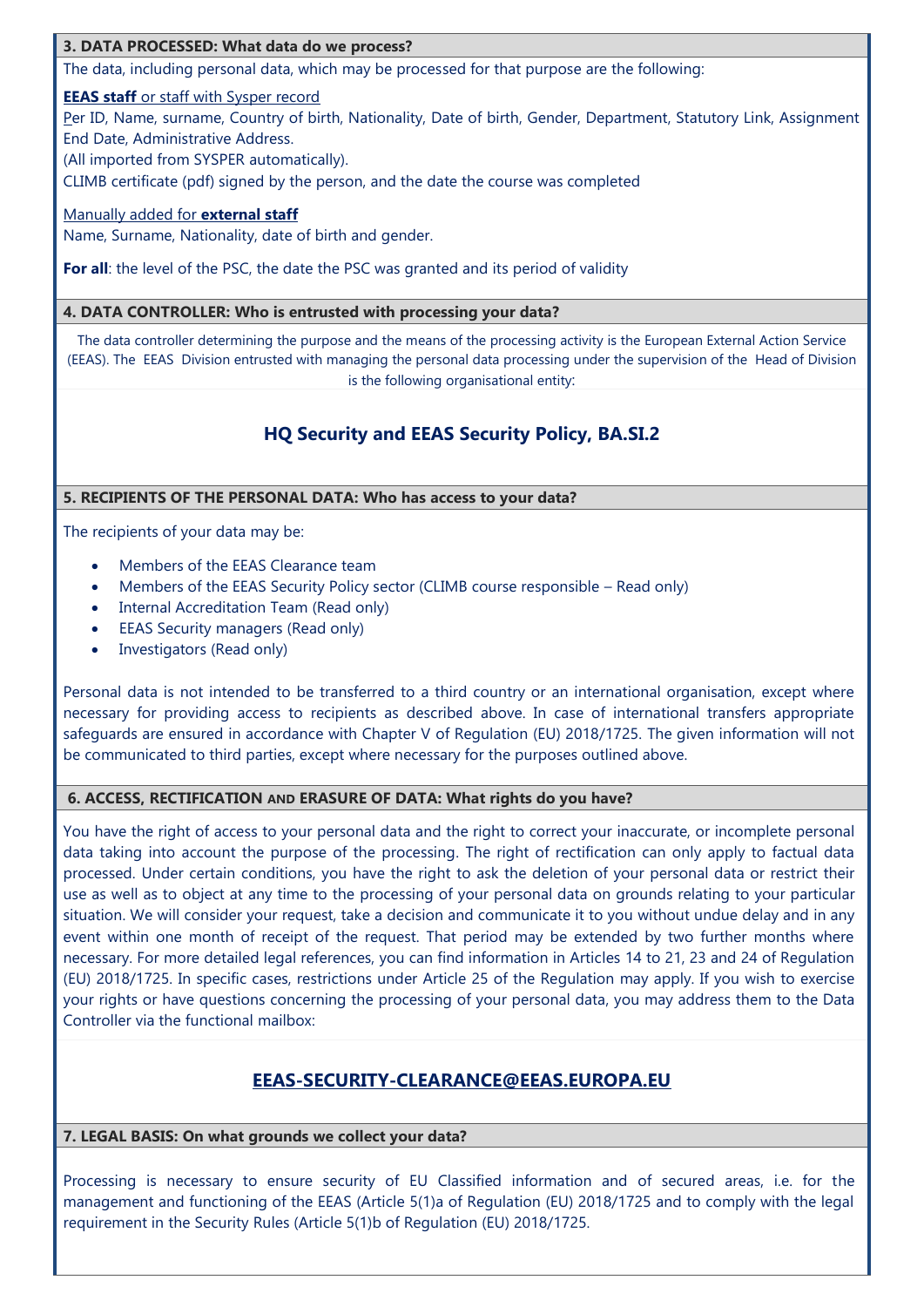### 3. DATA PROCESSED: What data do we process?

The data, including personal data, which may be processed for that purpose are the following:

<u>**EEAS staff** or staff with Sysper record</u>

Per ID, Name, surname, Country of birth, Nationality, Date of birth, Gender, Department, Statutory Link, Assignment End Date, Administrative Address.
(All imported from SYSPER automatically).
CLIMB certificate (pdf) signed by the person, and the date the course was completed

<u>Manually added for **external staff**</u>

Name, Surname, Nationality, date of birth and gender.

**For all**: the level of the PSC, the date the PSC was granted and its period of validity

### 4. DATA CONTROLLER: Who is entrusted with processing your data?

The data controller determining the purpose and the means of the processing activity is the European External Action Service (EEAS). The EEAS Division entrusted with managing the personal data processing under the supervision of the Head of Division is the following organisational entity:

**HQ Security and EEAS Security Policy, BA.SI.2**

### 5. RECIPIENTS OF THE PERSONAL DATA: Who has access to your data?

The recipients of your data may be:

- Members of the EEAS Clearance team
- Members of the EEAS Security Policy sector (CLIMB course responsible – Read only)
- Internal Accreditation Team (Read only)
- EEAS Security managers (Read only)
- Investigators (Read only)

Personal data is not intended to be transferred to a third country or an international organisation, except where necessary for providing access to recipients as described above. In case of international transfers appropriate safeguards are ensured in accordance with Chapter V of Regulation (EU) 2018/1725. The given information will not be communicated to third parties, except where necessary for the purposes outlined above.

### 6. ACCESS, RECTIFICATION AND ERASURE OF DATA: What rights do you have?

You have the right of access to your personal data and the right to correct your inaccurate, or incomplete personal data taking into account the purpose of the processing. The right of rectification can only apply to factual data processed. Under certain conditions, you have the right to ask the deletion of your personal data or restrict their use as well as to object at any time to the processing of your personal data on grounds relating to your particular situation. We will consider your request, take a decision and communicate it to you without undue delay and in any event within one month of receipt of the request. That period may be extended by two further months where necessary. For more detailed legal references, you can find information in Articles 14 to 21, 23 and 24 of Regulation (EU) 2018/1725. In specific cases, restrictions under Article 25 of the Regulation may apply. If you wish to exercise your rights or have questions concerning the processing of your personal data, you may address them to the Data Controller via the functional mailbox:

**EEAS-SECURITY-CLEARANCE@EEAS.EUROPA.EU**

### 7. LEGAL BASIS: On what grounds we collect your data?

Processing is necessary to ensure security of EU Classified information and of secured areas, i.e. for the management and functioning of the EEAS (Article 5(1)a of Regulation (EU) 2018/1725 and to comply with the legal requirement in the Security Rules (Article 5(1)b of Regulation (EU) 2018/1725.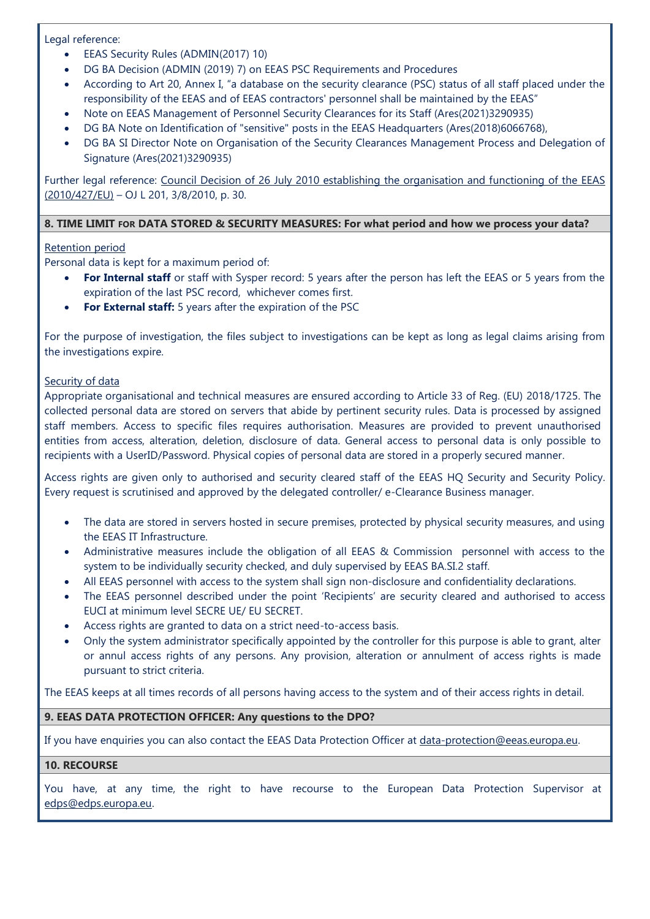Legal reference:

- EEAS Security Rules (ADMIN(2017) 10)
- DG BA Decision (ADMIN (2019) 7) on EEAS PSC Requirements and Procedures
- According to Art 20, Annex I, "a database on the security clearance (PSC) status of all staff placed under the responsibility of the EEAS and of EEAS contractors' personnel shall be maintained by the EEAS"
- Note on EEAS Management of Personnel Security Clearances for its Staff (Ares(2021)3290935)
- DG BA Note on Identification of "sensitive" posts in the EEAS Headquarters (Ares(2018)6066768),
- DG BA SI Director Note on Organisation of the Security Clearances Management Process and Delegation of Signature (Ares(2021)3290935)

Further legal reference: Council Decision of 26 July 2010 establishing the organisation and functioning of the EEAS (2010/427/EU) – OJ L 201, 3/8/2010, p. 30.

## 8. TIME LIMIT FOR DATA STORED & SECURITY MEASURES: For what period and how we process your data?

Retention period

Personal data is kept for a maximum period of:

- **For Internal staff** or staff with Sysper record: 5 years after the person has left the EEAS or 5 years from the expiration of the last PSC record, whichever comes first.
- **For External staff:** 5 years after the expiration of the PSC

For the purpose of investigation, the files subject to investigations can be kept as long as legal claims arising from the investigations expire.

Security of data

Appropriate organisational and technical measures are ensured according to Article 33 of Reg. (EU) 2018/1725. The collected personal data are stored on servers that abide by pertinent security rules. Data is processed by assigned staff members. Access to specific files requires authorisation. Measures are provided to prevent unauthorised entities from access, alteration, deletion, disclosure of data. General access to personal data is only possible to recipients with a UserID/Password. Physical copies of personal data are stored in a properly secured manner.

Access rights are given only to authorised and security cleared staff of the EEAS HQ Security and Security Policy. Every request is scrutinised and approved by the delegated controller/ e-Clearance Business manager.

- The data are stored in servers hosted in secure premises, protected by physical security measures, and using the EEAS IT Infrastructure.
- Administrative measures include the obligation of all EEAS & Commission personnel with access to the system to be individually security checked, and duly supervised by EEAS BA.SI.2 staff.
- All EEAS personnel with access to the system shall sign non-disclosure and confidentiality declarations.
- The EEAS personnel described under the point 'Recipients' are security cleared and authorised to access EUCI at minimum level SECRE UE/ EU SECRET.
- Access rights are granted to data on a strict need-to-access basis.
- Only the system administrator specifically appointed by the controller for this purpose is able to grant, alter or annul access rights of any persons. Any provision, alteration or annulment of access rights is made pursuant to strict criteria.

The EEAS keeps at all times records of all persons having access to the system and of their access rights in detail.

## 9. EEAS DATA PROTECTION OFFICER: Any questions to the DPO?

If you have enquiries you can also contact the EEAS Data Protection Officer at data-protection@eeas.europa.eu.

## 10. RECOURSE

You have, at any time, the right to have recourse to the European Data Protection Supervisor at edps@edps.europa.eu.